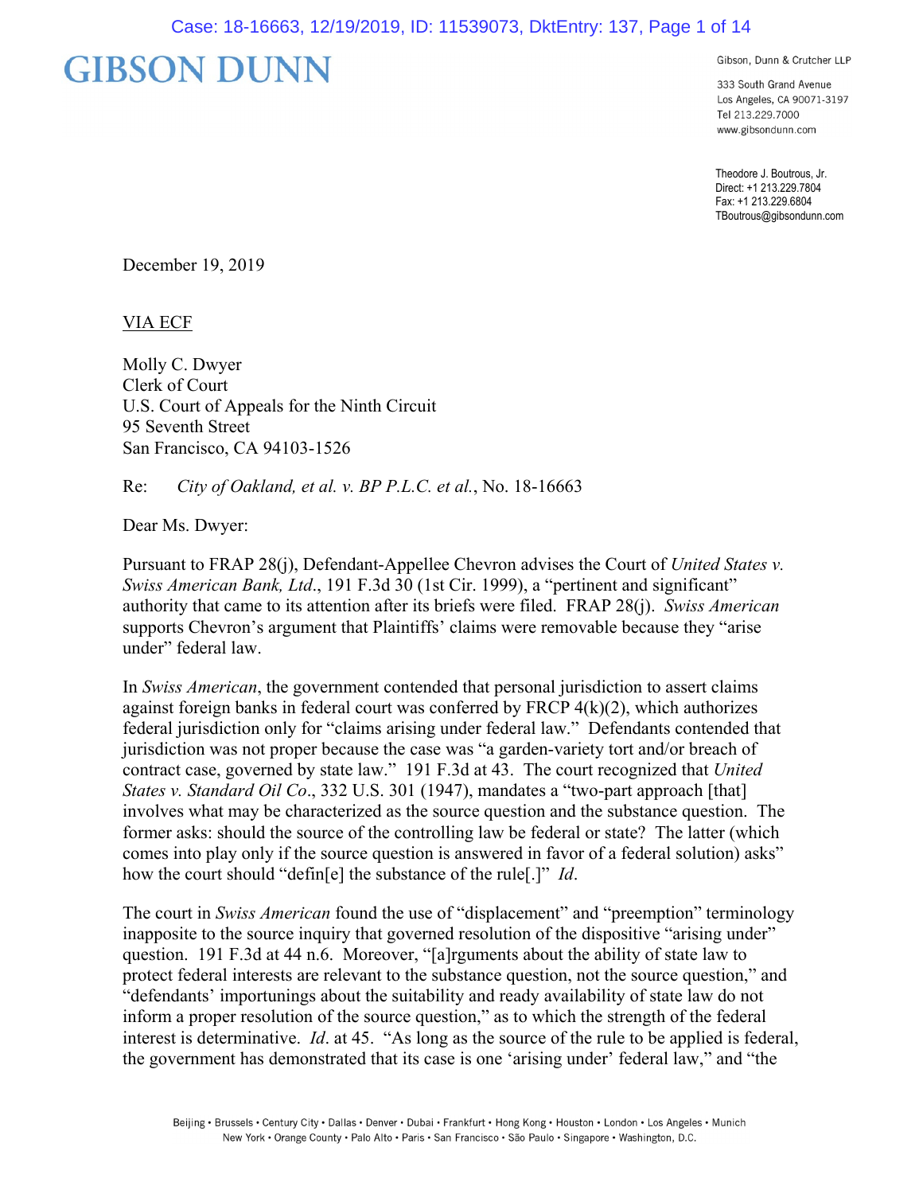# GIBSON DUNN

Gibson, Dunn & Crutcher LLP

333 South Grand Avenue
Los Angeles, CA 90071-3197
Tel 213.229.7000
www.gibsondunn.com

Theodore J. Boutrous, Jr.
Direct: +1 213.229.7804
Fax: +1 213.229.6804
TBoutrous@gibsondunn.com

December 19, 2019

VIA ECF

Molly C. Dwyer
Clerk of Court
U.S. Court of Appeals for the Ninth Circuit
95 Seventh Street
San Francisco, CA 94103-1526

Re: *City of Oakland, et al. v. BP P.L.C. et al.*, No. 18-16663

Dear Ms. Dwyer:

Pursuant to FRAP 28(j), Defendant-Appellee Chevron advises the Court of *United States v. Swiss American Bank, Ltd*., 191 F.3d 30 (1st Cir. 1999), a "pertinent and significant" authority that came to its attention after its briefs were filed. FRAP 28(j). *Swiss American* supports Chevron's argument that Plaintiffs' claims were removable because they "arise under" federal law.

In *Swiss American*, the government contended that personal jurisdiction to assert claims against foreign banks in federal court was conferred by FRCP 4(k)(2), which authorizes federal jurisdiction only for "claims arising under federal law." Defendants contended that jurisdiction was not proper because the case was "a garden-variety tort and/or breach of contract case, governed by state law." 191 F.3d at 43. The court recognized that *United States v. Standard Oil Co*., 332 U.S. 301 (1947), mandates a "two-part approach [that] involves what may be characterized as the source question and the substance question. The former asks: should the source of the controlling law be federal or state? The latter (which comes into play only if the source question is answered in favor of a federal solution) asks" how the court should "defin[e] the substance of the rule[.]" *Id*.

The court in *Swiss American* found the use of "displacement" and "preemption" terminology inapposite to the source inquiry that governed resolution of the dispositive "arising under" question. 191 F.3d at 44 n.6. Moreover, "[a]rguments about the ability of state law to protect federal interests are relevant to the substance question, not the source question," and "defendants' importunings about the suitability and ready availability of state law do not inform a proper resolution of the source question," as to which the strength of the federal interest is determinative. *Id*. at 45. "As long as the source of the rule to be applied is federal, the government has demonstrated that its case is one 'arising under' federal law," and "the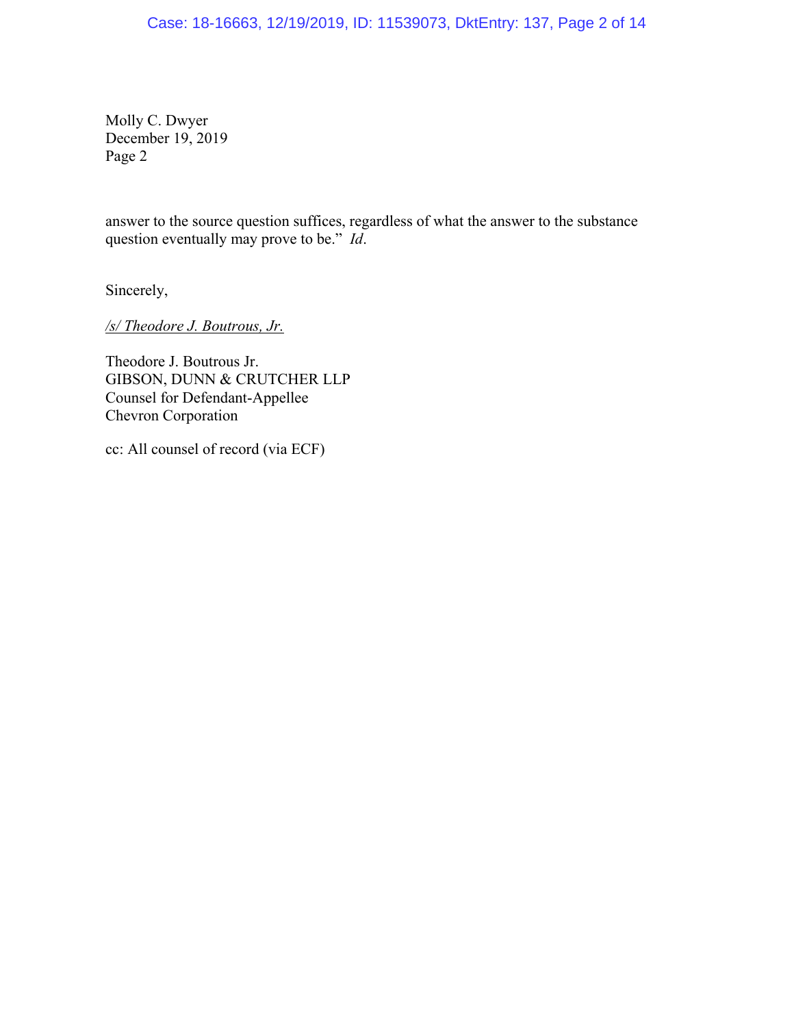Molly C. Dwyer
December 19, 2019
Page 2

answer to the source question suffices, regardless of what the answer to the substance question eventually may prove to be." *Id*.

Sincerely,

*/s/ Theodore J. Boutrous, Jr.*

Theodore J. Boutrous Jr.
GIBSON, DUNN & CRUTCHER LLP
Counsel for Defendant-Appellee
Chevron Corporation

cc: All counsel of record (via ECF)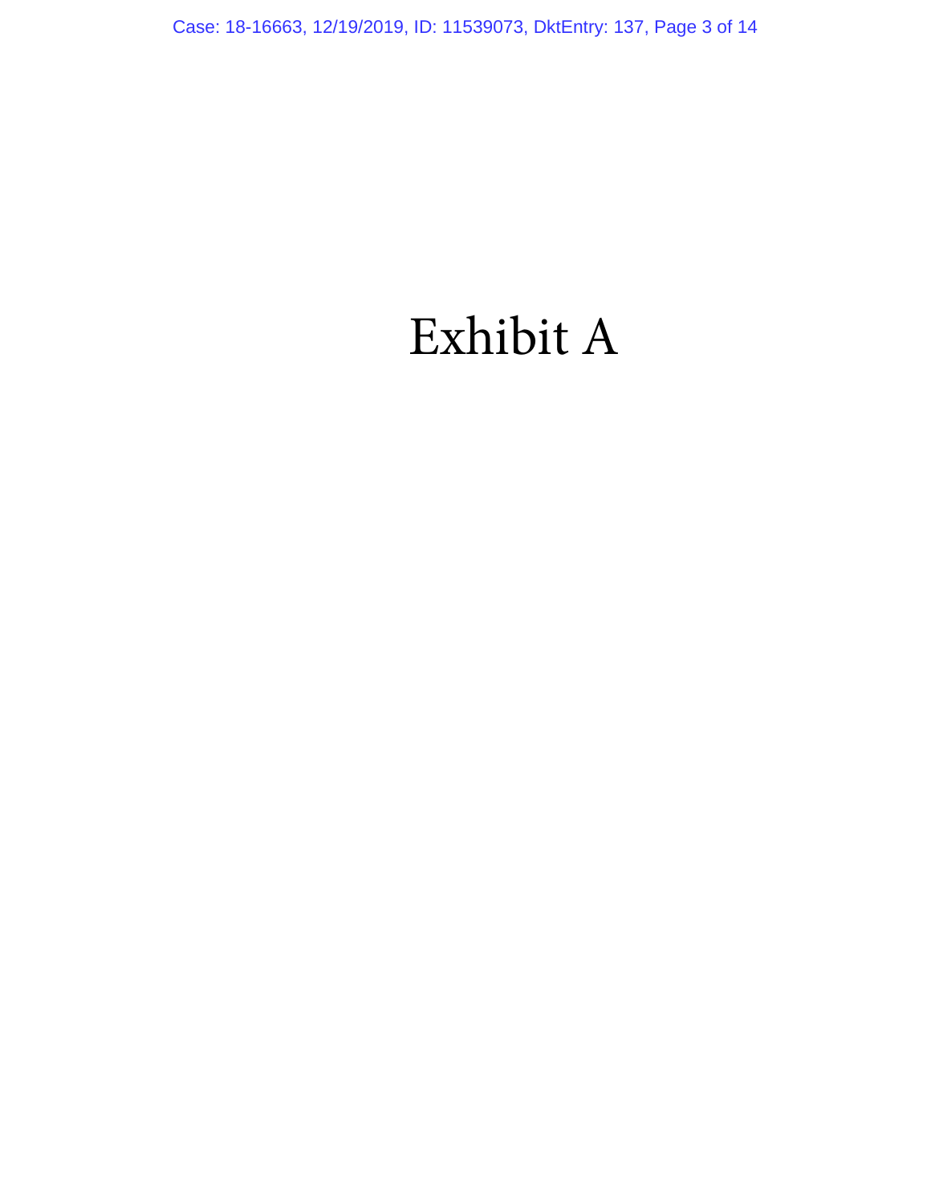# Exhibit A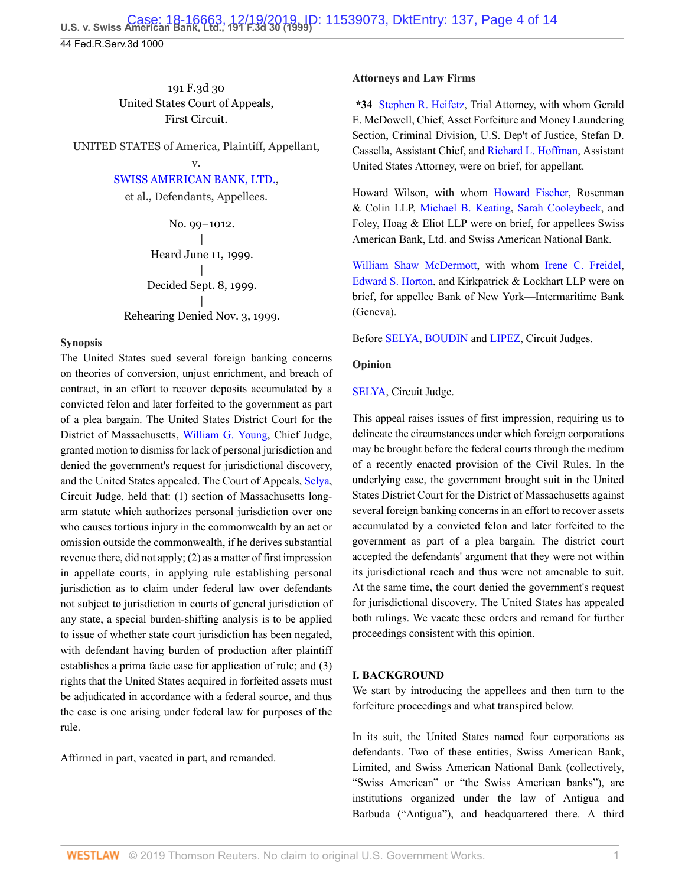191 F.3d 30
United States Court of Appeals,
First Circuit.

UNITED STATES of America, Plaintiff, Appellant,
v.
SWISS AMERICAN BANK, LTD.,
et al., Defendants, Appellees.

No. 99–1012.
|
Heard June 11, 1999.
|
Decided Sept. 8, 1999.
|
Rehearing Denied Nov. 3, 1999.

### Synopsis

The United States sued several foreign banking concerns on theories of conversion, unjust enrichment, and breach of contract, in an effort to recover deposits accumulated by a convicted felon and later forfeited to the government as part of a plea bargain. The United States District Court for the District of Massachusetts, William G. Young, Chief Judge, granted motion to dismiss for lack of personal jurisdiction and denied the government's request for jurisdictional discovery, and the United States appealed. The Court of Appeals, Selya, Circuit Judge, held that: (1) section of Massachusetts long-arm statute which authorizes personal jurisdiction over one who causes tortious injury in the commonwealth by an act or omission outside the commonwealth, if he derives substantial revenue there, did not apply; (2) as a matter of first impression in appellate courts, in applying rule establishing personal jurisdiction as to claim under federal law over defendants not subject to jurisdiction in courts of general jurisdiction of any state, a special burden-shifting analysis is to be applied to issue of whether state court jurisdiction has been negated, with defendant having burden of production after plaintiff establishes a prima facie case for application of rule; and (3) rights that the United States acquired in forfeited assets must be adjudicated in accordance with a federal source, and thus the case is one arising under federal law for purposes of the rule.

Affirmed in part, vacated in part, and remanded.

### Attorneys and Law Firms

**\*34** Stephen R. Heifetz, Trial Attorney, with whom Gerald E. McDowell, Chief, Asset Forfeiture and Money Laundering Section, Criminal Division, U.S. Dep't of Justice, Stefan D. Cassella, Assistant Chief, and Richard L. Hoffman, Assistant United States Attorney, were on brief, for appellant.

Howard Wilson, with whom Howard Fischer, Rosenman & Colin LLP, Michael B. Keating, Sarah Cooleybeck, and Foley, Hoag & Eliot LLP were on brief, for appellees Swiss American Bank, Ltd. and Swiss American National Bank.

William Shaw McDermott, with whom Irene C. Freidel, Edward S. Horton, and Kirkpatrick & Lockhart LLP were on brief, for appellee Bank of New York—Intermaritime Bank (Geneva).

Before SELYA, BOUDIN and LIPEZ, Circuit Judges.

### Opinion

SELYA, Circuit Judge.

This appeal raises issues of first impression, requiring us to delineate the circumstances under which foreign corporations may be brought before the federal courts through the medium of a recently enacted provision of the Civil Rules. In the underlying case, the government brought suit in the United States District Court for the District of Massachusetts against several foreign banking concerns in an effort to recover assets accumulated by a convicted felon and later forfeited to the government as part of a plea bargain. The district court accepted the defendants' argument that they were not within its jurisdictional reach and thus were not amenable to suit. At the same time, the court denied the government's request for jurisdictional discovery. The United States has appealed both rulings. We vacate these orders and remand for further proceedings consistent with this opinion.

## I. BACKGROUND

We start by introducing the appellees and then turn to the forfeiture proceedings and what transpired below.

In its suit, the United States named four corporations as defendants. Two of these entities, Swiss American Bank, Limited, and Swiss American National Bank (collectively, "Swiss American" or "the Swiss American banks"), are institutions organized under the law of Antigua and Barbuda ("Antigua"), and headquartered there. A third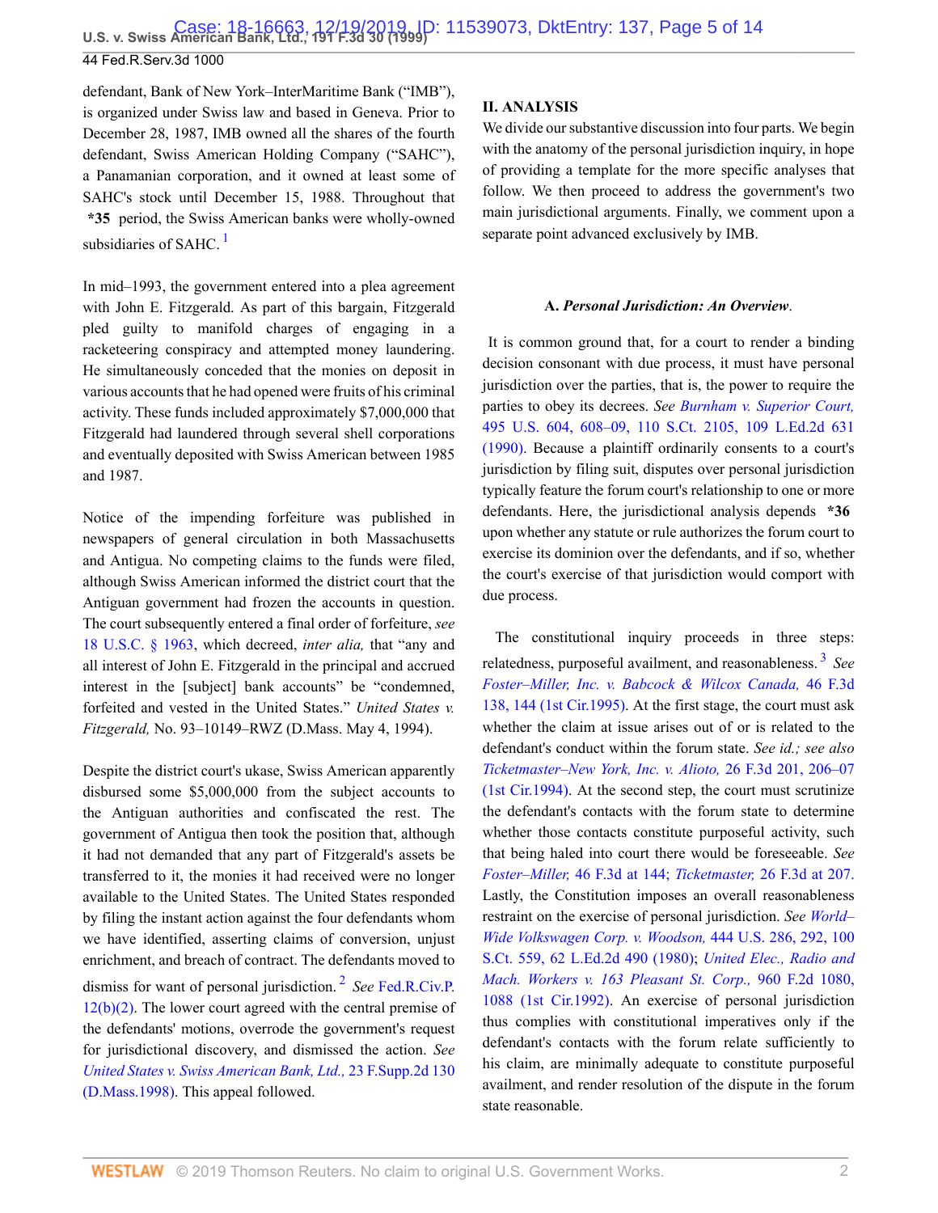defendant, Bank of New York–InterMaritime Bank ("IMB"), is organized under Swiss law and based in Geneva. Prior to December 28, 1987, IMB owned all the shares of the fourth defendant, Swiss American Holding Company ("SAHC"), a Panamanian corporation, and it owned at least some of SAHC's stock until December 15, 1988. Throughout that **\*35** period, the Swiss American banks were wholly-owned subsidiaries of SAHC. [1]

In mid–1993, the government entered into a plea agreement with John E. Fitzgerald. As part of this bargain, Fitzgerald pled guilty to manifold charges of engaging in a racketeering conspiracy and attempted money laundering. He simultaneously conceded that the monies on deposit in various accounts that he had opened were fruits of his criminal activity. These funds included approximately $7,000,000 that Fitzgerald had laundered through several shell corporations and eventually deposited with Swiss American between 1985 and 1987.

Notice of the impending forfeiture was published in newspapers of general circulation in both Massachusetts and Antigua. No competing claims to the funds were filed, although Swiss American informed the district court that the Antiguan government had frozen the accounts in question. The court subsequently entered a final order of forfeiture, *see* 18 U.S.C. § 1963, which decreed, *inter alia,* that "any and all interest of John E. Fitzgerald in the principal and accrued interest in the [subject] bank accounts" be "condemned, forfeited and vested in the United States." *United States v. Fitzgerald,* No. 93–10149–RWZ (D.Mass. May 4, 1994).

Despite the district court's ukase, Swiss American apparently disbursed some $5,000,000 from the subject accounts to the Antiguan authorities and confiscated the rest. The government of Antigua then took the position that, although it had not demanded that any part of Fitzgerald's assets be transferred to it, the monies it had received were no longer available to the United States. The United States responded by filing the instant action against the four defendants whom we have identified, asserting claims of conversion, unjust enrichment, and breach of contract. The defendants moved to dismiss for want of personal jurisdiction. [2] *See* Fed.R.Civ.P. 12(b)(2). The lower court agreed with the central premise of the defendants' motions, overrode the government's request for jurisdictional discovery, and dismissed the action. *See* *United States v. Swiss American Bank, Ltd.,* 23 F.Supp.2d 130 (D.Mass.1998). This appeal followed.

## II. ANALYSIS

We divide our substantive discussion into four parts. We begin with the anatomy of the personal jurisdiction inquiry, in hope of providing a template for the more specific analyses that follow. We then proceed to address the government's two main jurisdictional arguments. Finally, we comment upon a separate point advanced exclusively by IMB.

### A. *Personal Jurisdiction: An Overview.*

It is common ground that, for a court to render a binding decision consonant with due process, it must have personal jurisdiction over the parties, that is, the power to require the parties to obey its decrees. *See* *Burnham v. Superior Court,* 495 U.S. 604, 608–09, 110 S.Ct. 2105, 109 L.Ed.2d 631 (1990). Because a plaintiff ordinarily consents to a court's jurisdiction by filing suit, disputes over personal jurisdiction typically feature the forum court's relationship to one or more defendants. Here, the jurisdictional analysis depends **\*36** upon whether any statute or rule authorizes the forum court to exercise its dominion over the defendants, and if so, whether the court's exercise of that jurisdiction would comport with due process.

The constitutional inquiry proceeds in three steps: relatedness, purposeful availment, and reasonableness. [3] *See* *Foster–Miller, Inc. v. Babcock & Wilcox Canada,* 46 F.3d 138, 144 (1st Cir.1995). At the first stage, the court must ask whether the claim at issue arises out of or is related to the defendant's conduct within the forum state. *See id.; see also* *Ticketmaster–New York, Inc. v. Alioto,* 26 F.3d 201, 206–07 (1st Cir.1994). At the second step, the court must scrutinize the defendant's contacts with the forum state to determine whether those contacts constitute purposeful activity, such that being haled into court there would be foreseeable. *See* *Foster–Miller,* 46 F.3d at 144; *Ticketmaster,* 26 F.3d at 207. Lastly, the Constitution imposes an overall reasonableness restraint on the exercise of personal jurisdiction. *See* *World–Wide Volkswagen Corp. v. Woodson,* 444 U.S. 286, 292, 100 S.Ct. 559, 62 L.Ed.2d 490 (1980); *United Elec., Radio and Mach. Workers v. 163 Pleasant St. Corp.,* 960 F.2d 1080, 1088 (1st Cir.1992). An exercise of personal jurisdiction thus complies with constitutional imperatives only if the defendant's contacts with the forum relate sufficiently to his claim, are minimally adequate to constitute purposeful availment, and render resolution of the dispute in the forum state reasonable.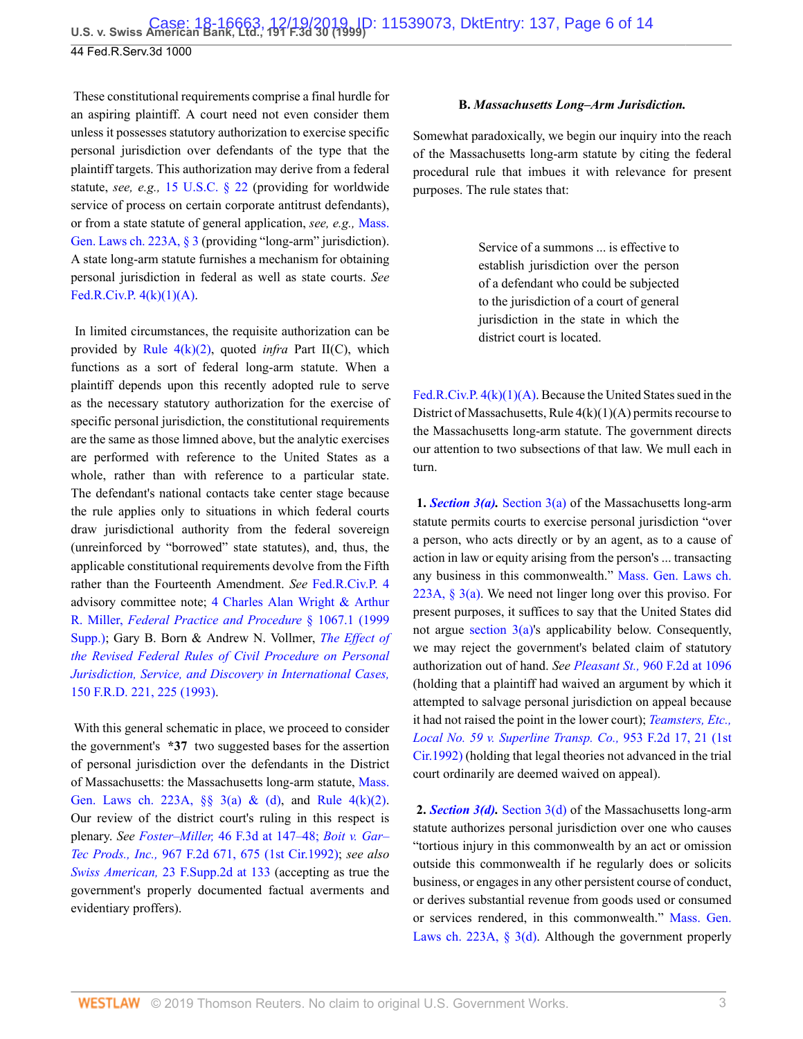These constitutional requirements comprise a final hurdle for an aspiring plaintiff. A court need not even consider them unless it possesses statutory authorization to exercise specific personal jurisdiction over defendants of the type that the plaintiff targets. This authorization may derive from a federal statute, *see, e.g.,* 15 U.S.C. § 22 (providing for worldwide service of process on certain corporate antitrust defendants), or from a state statute of general application, *see, e.g.,* Mass. Gen. Laws ch. 223A, § 3 (providing "long-arm" jurisdiction). A state long-arm statute furnishes a mechanism for obtaining personal jurisdiction in federal as well as state courts. *See* Fed.R.Civ.P. 4(k)(1)(A).

In limited circumstances, the requisite authorization can be provided by Rule 4(k)(2), quoted *infra* Part II(C), which functions as a sort of federal long-arm statute. When a plaintiff depends upon this recently adopted rule to serve as the necessary statutory authorization for the exercise of specific personal jurisdiction, the constitutional requirements are the same as those limned above, but the analytic exercises are performed with reference to the United States as a whole, rather than with reference to a particular state. The defendant's national contacts take center stage because the rule applies only to situations in which federal courts draw jurisdictional authority from the federal sovereign (unreinforced by "borrowed" state statutes), and, thus, the applicable constitutional requirements devolve from the Fifth rather than the Fourteenth Amendment. *See* Fed.R.Civ.P. 4 advisory committee note; 4 Charles Alan Wright & Arthur R. Miller, *Federal Practice and Procedure* § 1067.1 (1999 Supp.); Gary B. Born & Andrew N. Vollmer, *The Effect of the Revised Federal Rules of Civil Procedure on Personal Jurisdiction, Service, and Discovery in International Cases,* 150 F.R.D. 221, 225 (1993).

With this general schematic in place, we proceed to consider the government's **\*37** two suggested bases for the assertion of personal jurisdiction over the defendants in the District of Massachusetts: the Massachusetts long-arm statute, Mass. Gen. Laws ch. 223A, §§ 3(a) & (d), and Rule 4(k)(2). Our review of the district court's ruling in this respect is plenary. *See Foster–Miller,* 46 F.3d at 147–48; *Boit v. Gar–Tec Prods., Inc.,* 967 F.2d 671, 675 (1st Cir.1992); *see also Swiss American,* 23 F.Supp.2d at 133 (accepting as true the government's properly documented factual averments and evidentiary proffers).

**B. *Massachusetts Long–Arm Jurisdiction.***

Somewhat paradoxically, we begin our inquiry into the reach of the Massachusetts long-arm statute by citing the federal procedural rule that imbues it with relevance for present purposes. The rule states that:

> Service of a summons ... is effective to establish jurisdiction over the person of a defendant who could be subjected to the jurisdiction of a court of general jurisdiction in the state in which the district court is located.

Fed.R.Civ.P. 4(k)(1)(A). Because the United States sued in the District of Massachusetts, Rule 4(k)(1)(A) permits recourse to the Massachusetts long-arm statute. The government directs our attention to two subsections of that law. We mull each in turn.

**1. *Section 3(a).*** Section 3(a) of the Massachusetts long-arm statute permits courts to exercise personal jurisdiction "over a person, who acts directly or by an agent, as to a cause of action in law or equity arising from the person's ... transacting any business in this commonwealth." Mass. Gen. Laws ch. 223A, § 3(a). We need not linger long over this proviso. For present purposes, it suffices to say that the United States did not argue section 3(a)'s applicability below. Consequently, we may reject the government's belated claim of statutory authorization out of hand. *See Pleasant St.,* 960 F.2d at 1096 (holding that a plaintiff had waived an argument by which it attempted to salvage personal jurisdiction on appeal because it had not raised the point in the lower court); *Teamsters, Etc., Local No. 59 v. Superline Transp. Co.,* 953 F.2d 17, 21 (1st Cir.1992) (holding that legal theories not advanced in the trial court ordinarily are deemed waived on appeal).

**2. *Section 3(d).*** Section 3(d) of the Massachusetts long-arm statute authorizes personal jurisdiction over one who causes "tortious injury in this commonwealth by an act or omission outside this commonwealth if he regularly does or solicits business, or engages in any other persistent course of conduct, or derives substantial revenue from goods used or consumed or services rendered, in this commonwealth." Mass. Gen. Laws ch. 223A, § 3(d). Although the government properly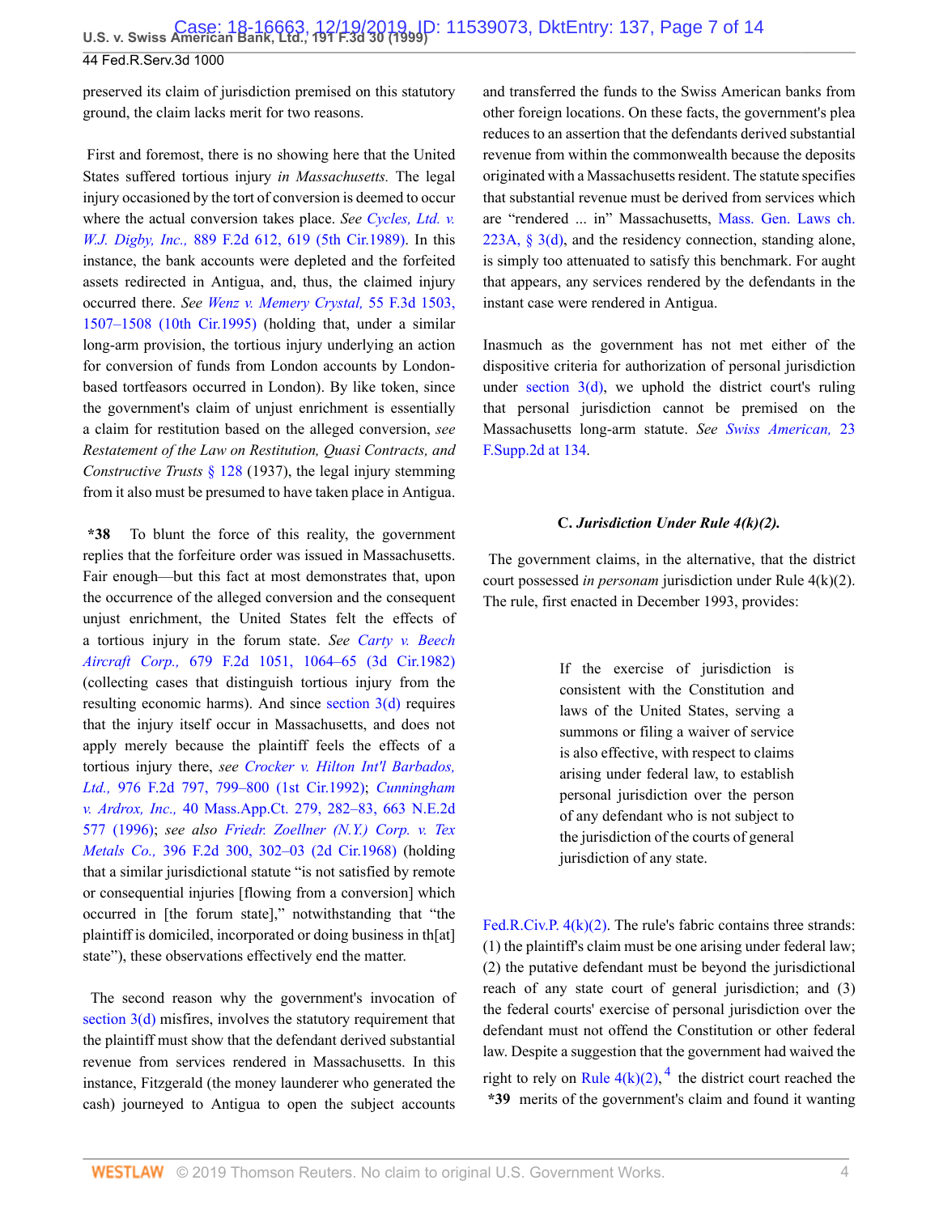preserved its claim of jurisdiction premised on this statutory ground, the claim lacks merit for two reasons.

First and foremost, there is no showing here that the United States suffered tortious injury *in Massachusetts.* The legal injury occasioned by the tort of conversion is deemed to occur where the actual conversion takes place. *See Cycles, Ltd. v. W.J. Digby, Inc.,* 889 F.2d 612, 619 (5th Cir.1989). In this instance, the bank accounts were depleted and the forfeited assets redirected in Antigua, and, thus, the claimed injury occurred there. *See Wenz v. Memery Crystal,* 55 F.3d 1503, 1507–1508 (10th Cir.1995) (holding that, under a similar long-arm provision, the tortious injury underlying an action for conversion of funds from London accounts by London-based tortfeasors occurred in London). By like token, since the government's claim of unjust enrichment is essentially a claim for restitution based on the alleged conversion, *see Restatement of the Law on Restitution, Quasi Contracts, and Constructive Trusts* § 128 (1937), the legal injury stemming from it also must be presumed to have taken place in Antigua.

**\*38** To blunt the force of this reality, the government replies that the forfeiture order was issued in Massachusetts. Fair enough—but this fact at most demonstrates that, upon the occurrence of the alleged conversion and the consequent unjust enrichment, the United States felt the effects of a tortious injury in the forum state. *See Carty v. Beech Aircraft Corp.,* 679 F.2d 1051, 1064–65 (3d Cir.1982) (collecting cases that distinguish tortious injury from the resulting economic harms). And since section 3(d) requires that the injury itself occur in Massachusetts, and does not apply merely because the plaintiff feels the effects of a tortious injury there, *see Crocker v. Hilton Int'l Barbados, Ltd.,* 976 F.2d 797, 799–800 (1st Cir.1992); *Cunningham v. Ardrox, Inc.,* 40 Mass.App.Ct. 279, 282–83, 663 N.E.2d 577 (1996); *see also Friedr. Zoellner (N.Y.) Corp. v. Tex Metals Co.,* 396 F.2d 300, 302–03 (2d Cir.1968) (holding that a similar jurisdictional statute "is not satisfied by remote or consequential injuries [flowing from a conversion] which occurred in [the forum state]," notwithstanding that "the plaintiff is domiciled, incorporated or doing business in th[at] state"), these observations effectively end the matter.

The second reason why the government's invocation of section 3(d) misfires, involves the statutory requirement that the plaintiff must show that the defendant derived substantial revenue from services rendered in Massachusetts. In this instance, Fitzgerald (the money launderer who generated the cash) journeyed to Antigua to open the subject accounts and transferred the funds to the Swiss American banks from other foreign locations. On these facts, the government's plea reduces to an assertion that the defendants derived substantial revenue from within the commonwealth because the deposits originated with a Massachusetts resident. The statute specifies that substantial revenue must be derived from services which are "rendered ... in" Massachusetts, Mass. Gen. Laws ch. 223A, § 3(d), and the residency connection, standing alone, is simply too attenuated to satisfy this benchmark. For aught that appears, any services rendered by the defendants in the instant case were rendered in Antigua.

Inasmuch as the government has not met either of the dispositive criteria for authorization of personal jurisdiction under section 3(d), we uphold the district court's ruling that personal jurisdiction cannot be premised on the Massachusetts long-arm statute. *See Swiss American,* 23 F.Supp.2d at 134.

### C. *Jurisdiction Under Rule 4(k)(2).*

The government claims, in the alternative, that the district court possessed *in personam* jurisdiction under Rule 4(k)(2). The rule, first enacted in December 1993, provides:

> If the exercise of jurisdiction is consistent with the Constitution and laws of the United States, serving a summons or filing a waiver of service is also effective, with respect to claims arising under federal law, to establish personal jurisdiction over the person of any defendant who is not subject to the jurisdiction of the courts of general jurisdiction of any state.

Fed.R.Civ.P. 4(k)(2). The rule's fabric contains three strands: (1) the plaintiff's claim must be one arising under federal law; (2) the putative defendant must be beyond the jurisdictional reach of any state court of general jurisdiction; and (3) the federal courts' exercise of personal jurisdiction over the defendant must not offend the Constitution or other federal law. Despite a suggestion that the government had waived the right to rely on Rule 4(k)(2),[4] the district court reached the **\*39** merits of the government's claim and found it wanting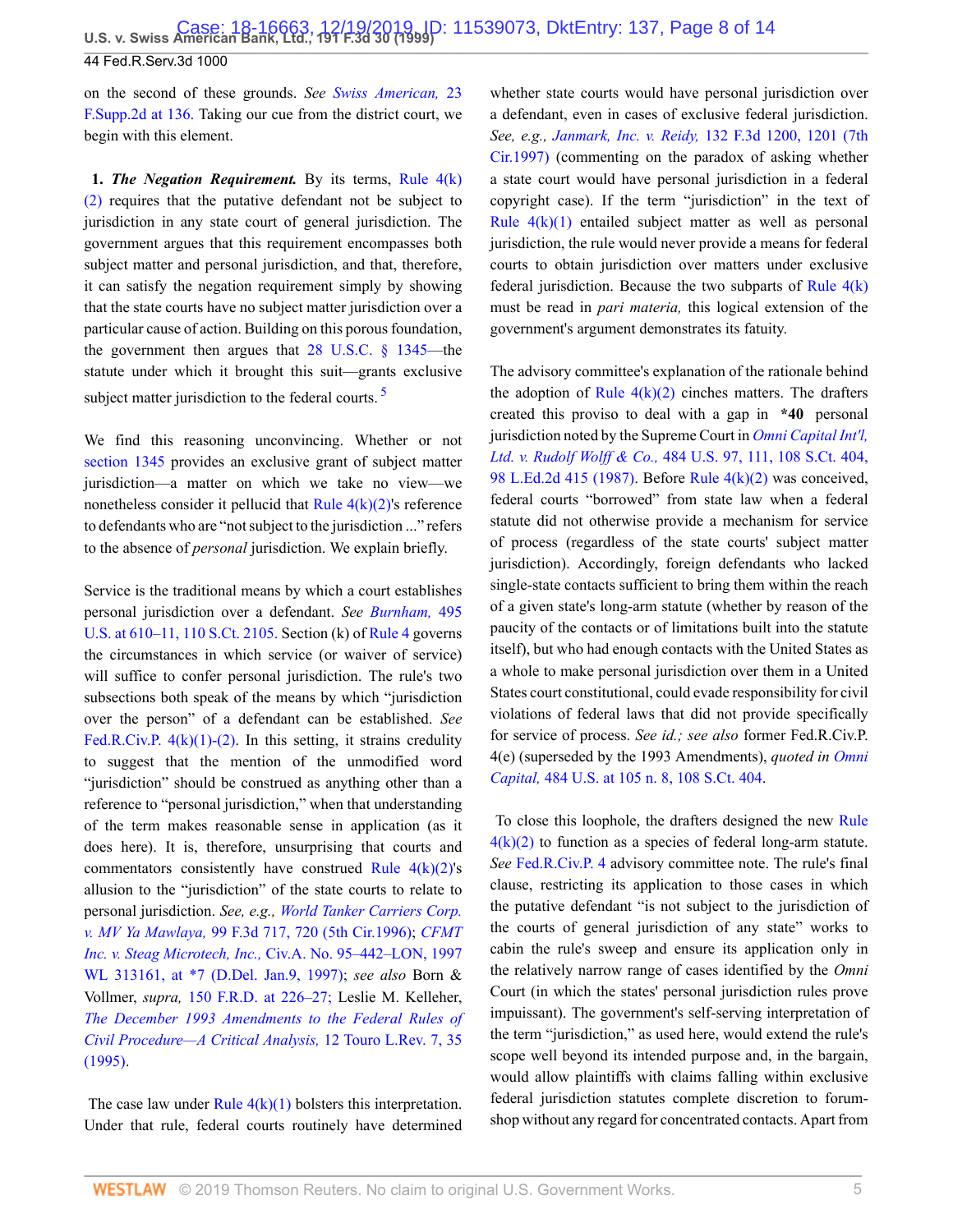on the second of these grounds. *See Swiss American,* 23 F.Supp.2d at 136. Taking our cue from the district court, we begin with this element.

**1. *The Negation Requirement.*** By its terms, Rule 4(k)(2) requires that the putative defendant not be subject to jurisdiction in any state court of general jurisdiction. The government argues that this requirement encompasses both subject matter and personal jurisdiction, and that, therefore, it can satisfy the negation requirement simply by showing that the state courts have no subject matter jurisdiction over a particular cause of action. Building on this porous foundation, the government then argues that 28 U.S.C. § 1345—the statute under which it brought this suit—grants exclusive subject matter jurisdiction to the federal courts.[5]

We find this reasoning unconvincing. Whether or not section 1345 provides an exclusive grant of subject matter jurisdiction—a matter on which we take no view—we nonetheless consider it pellucid that Rule 4(k)(2)'s reference to defendants who are "not subject to the jurisdiction ..." refers to the absence of *personal* jurisdiction. We explain briefly.

Service is the traditional means by which a court establishes personal jurisdiction over a defendant. *See Burnham,* 495 U.S. at 610–11, 110 S.Ct. 2105. Section (k) of Rule 4 governs the circumstances in which service (or waiver of service) will suffice to confer personal jurisdiction. The rule's two subsections both speak of the means by which "jurisdiction over the person" of a defendant can be established. *See* Fed.R.Civ.P. 4(k)(1)-(2). In this setting, it strains credulity to suggest that the mention of the unmodified word "jurisdiction" should be construed as anything other than a reference to "personal jurisdiction," when that understanding of the term makes reasonable sense in application (as it does here). It is, therefore, unsurprising that courts and commentators consistently have construed Rule 4(k)(2)'s allusion to the "jurisdiction" of the state courts to relate to personal jurisdiction. *See, e.g., World Tanker Carriers Corp. v. MV Ya Mawlaya,* 99 F.3d 717, 720 (5th Cir.1996); *CFMT Inc. v. Steag Microtech, Inc.,* Civ.A. No. 95–442–LON, 1997 WL 313161, at *7 (D.Del. Jan.9, 1997); *see also* Born & Vollmer, *supra,* 150 F.R.D. at 226–27; Leslie M. Kelleher, *The December 1993 Amendments to the Federal Rules of Civil Procedure—A Critical Analysis,* 12 Touro L.Rev. 7, 35 (1995).

The case law under Rule 4(k)(1) bolsters this interpretation. Under that rule, federal courts routinely have determined whether state courts would have personal jurisdiction over a defendant, even in cases of exclusive federal jurisdiction. *See, e.g., Janmark, Inc. v. Reidy,* 132 F.3d 1200, 1201 (7th Cir.1997) (commenting on the paradox of asking whether a state court would have personal jurisdiction in a federal copyright case). If the term "jurisdiction" in the text of Rule 4(k)(1) entailed subject matter as well as personal jurisdiction, the rule would never provide a means for federal courts to obtain jurisdiction over matters under exclusive federal jurisdiction. Because the two subparts of Rule 4(k) must be read in *pari materia,* this logical extension of the government's argument demonstrates its fatuity.

The advisory committee's explanation of the rationale behind the adoption of Rule 4(k)(2) cinches matters. The drafters created this proviso to deal with a gap in **\*40** personal jurisdiction noted by the Supreme Court in *Omni Capital Int'l, Ltd. v. Rudolf Wolff & Co.,* 484 U.S. 97, 111, 108 S.Ct. 404, 98 L.Ed.2d 415 (1987). Before Rule 4(k)(2) was conceived, federal courts "borrowed" from state law when a federal statute did not otherwise provide a mechanism for service of process (regardless of the state courts' subject matter jurisdiction). Accordingly, foreign defendants who lacked single-state contacts sufficient to bring them within the reach of a given state's long-arm statute (whether by reason of the paucity of the contacts or of limitations built into the statute itself), but who had enough contacts with the United States as a whole to make personal jurisdiction over them in a United States court constitutional, could evade responsibility for civil violations of federal laws that did not provide specifically for service of process. *See id.; see also* former Fed.R.Civ.P. 4(e) (superseded by the 1993 Amendments), *quoted in Omni Capital,* 484 U.S. at 105 n. 8, 108 S.Ct. 404.

To close this loophole, the drafters designed the new Rule 4(k)(2) to function as a species of federal long-arm statute. *See* Fed.R.Civ.P. 4 advisory committee note. The rule's final clause, restricting its application to those cases in which the putative defendant "is not subject to the jurisdiction of the courts of general jurisdiction of any state" works to cabin the rule's sweep and ensure its application only in the relatively narrow range of cases identified by the *Omni* Court (in which the states' personal jurisdiction rules prove impuissant). The government's self-serving interpretation of the term "jurisdiction," as used here, would extend the rule's scope well beyond its intended purpose and, in the bargain, would allow plaintiffs with claims falling within exclusive federal jurisdiction statutes complete discretion to forum-shop without any regard for concentrated contacts. Apart from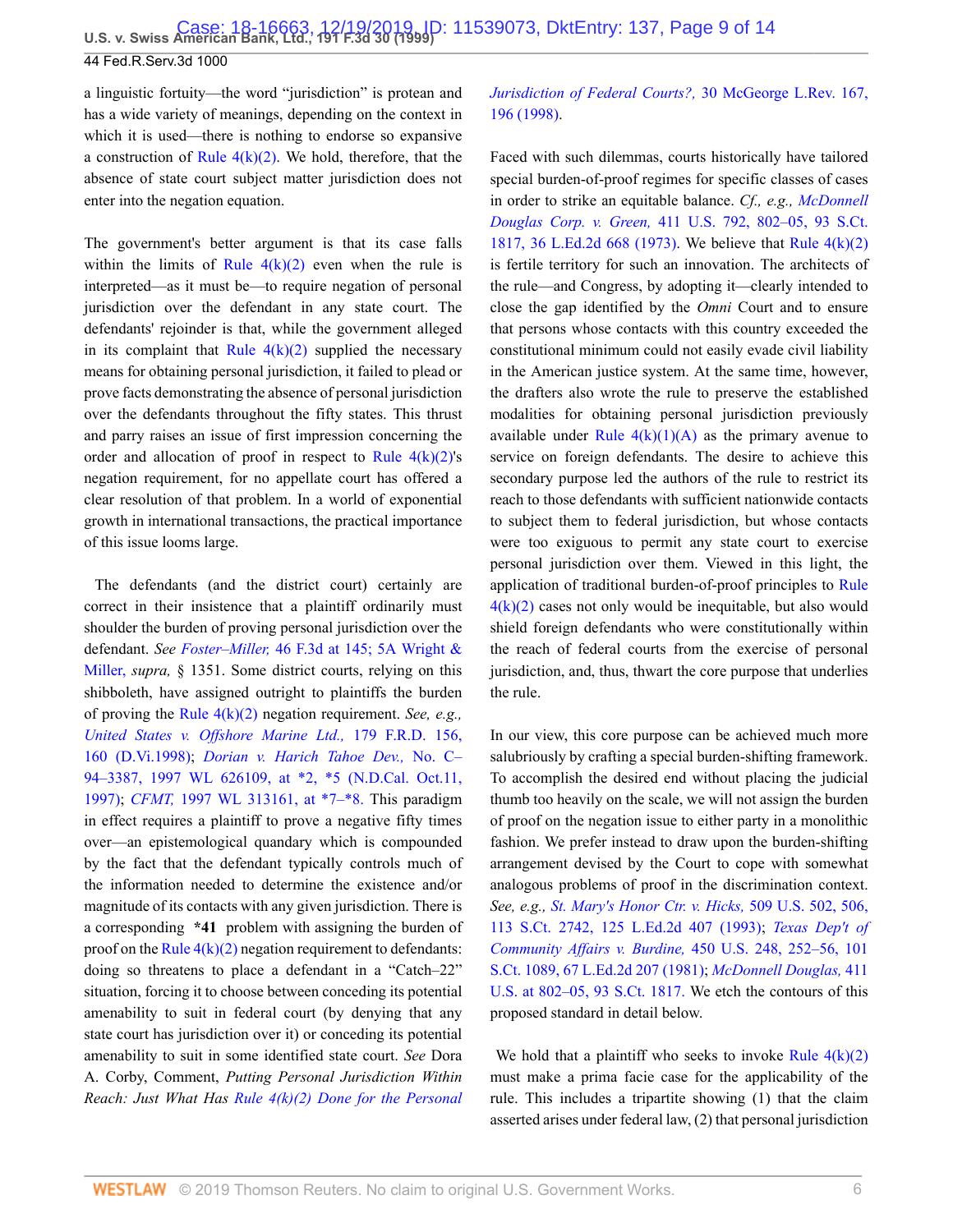a linguistic fortuity—the word "jurisdiction" is protean and has a wide variety of meanings, depending on the context in which it is used—there is nothing to endorse so expansive a construction of Rule 4(k)(2). We hold, therefore, that the absence of state court subject matter jurisdiction does not enter into the negation equation.

The government's better argument is that its case falls within the limits of Rule 4(k)(2) even when the rule is interpreted—as it must be—to require negation of personal jurisdiction over the defendant in any state court. The defendants' rejoinder is that, while the government alleged in its complaint that Rule 4(k)(2) supplied the necessary means for obtaining personal jurisdiction, it failed to plead or prove facts demonstrating the absence of personal jurisdiction over the defendants throughout the fifty states. This thrust and parry raises an issue of first impression concerning the order and allocation of proof in respect to Rule 4(k)(2)'s negation requirement, for no appellate court has offered a clear resolution of that problem. In a world of exponential growth in international transactions, the practical importance of this issue looms large.

The defendants (and the district court) certainly are correct in their insistence that a plaintiff ordinarily must shoulder the burden of proving personal jurisdiction over the defendant. *See Foster–Miller,* 46 F.3d at 145; 5A Wright & Miller, *supra,* § 1351. Some district courts, relying on this shibboleth, have assigned outright to plaintiffs the burden of proving the Rule 4(k)(2) negation requirement. *See, e.g., United States v. Offshore Marine Ltd.,* 179 F.R.D. 156, 160 (D.Vi.1998); *Dorian v. Harich Tahoe Dev.,* No. C–94–3387, 1997 WL 626109, at *2, *5 (N.D.Cal. Oct.11, 1997); *CFMT,* 1997 WL 313161, at *7–*8. This paradigm in effect requires a plaintiff to prove a negative fifty times over—an epistemological quandary which is compounded by the fact that the defendant typically controls much of the information needed to determine the existence and/or magnitude of its contacts with any given jurisdiction. There is a corresponding **\*41** problem with assigning the burden of proof on the Rule 4(k)(2) negation requirement to defendants: doing so threatens to place a defendant in a "Catch–22" situation, forcing it to choose between conceding its potential amenability to suit in federal court (by denying that any state court has jurisdiction over it) or conceding its potential amenability to suit in some identified state court. *See* Dora A. Corby, Comment, *Putting Personal Jurisdiction Within Reach: Just What Has Rule 4(k)(2) Done for the Personal Jurisdiction of Federal Courts?,* 30 McGeorge L.Rev. 167, 196 (1998).

Faced with such dilemmas, courts historically have tailored special burden-of-proof regimes for specific classes of cases in order to strike an equitable balance. *Cf., e.g., McDonnell Douglas Corp. v. Green,* 411 U.S. 792, 802–05, 93 S.Ct. 1817, 36 L.Ed.2d 668 (1973). We believe that Rule 4(k)(2) is fertile territory for such an innovation. The architects of the rule—and Congress, by adopting it—clearly intended to close the gap identified by the *Omni* Court and to ensure that persons whose contacts with this country exceeded the constitutional minimum could not easily evade civil liability in the American justice system. At the same time, however, the drafters also wrote the rule to preserve the established modalities for obtaining personal jurisdiction previously available under Rule 4(k)(1)(A) as the primary avenue to service on foreign defendants. The desire to achieve this secondary purpose led the authors of the rule to restrict its reach to those defendants with sufficient nationwide contacts to subject them to federal jurisdiction, but whose contacts were too exiguous to permit any state court to exercise personal jurisdiction over them. Viewed in this light, the application of traditional burden-of-proof principles to Rule 4(k)(2) cases not only would be inequitable, but also would shield foreign defendants who were constitutionally within the reach of federal courts from the exercise of personal jurisdiction, and, thus, thwart the core purpose that underlies the rule.

In our view, this core purpose can be achieved much more salubriously by crafting a special burden-shifting framework. To accomplish the desired end without placing the judicial thumb too heavily on the scale, we will not assign the burden of proof on the negation issue to either party in a monolithic fashion. We prefer instead to draw upon the burden-shifting arrangement devised by the Court to cope with somewhat analogous problems of proof in the discrimination context. *See, e.g., St. Mary's Honor Ctr. v. Hicks,* 509 U.S. 502, 506, 113 S.Ct. 2742, 125 L.Ed.2d 407 (1993); *Texas Dep't of Community Affairs v. Burdine,* 450 U.S. 248, 252–56, 101 S.Ct. 1089, 67 L.Ed.2d 207 (1981); *McDonnell Douglas,* 411 U.S. at 802–05, 93 S.Ct. 1817. We etch the contours of this proposed standard in detail below.

We hold that a plaintiff who seeks to invoke Rule 4(k)(2) must make a prima facie case for the applicability of the rule. This includes a tripartite showing (1) that the claim asserted arises under federal law, (2) that personal jurisdiction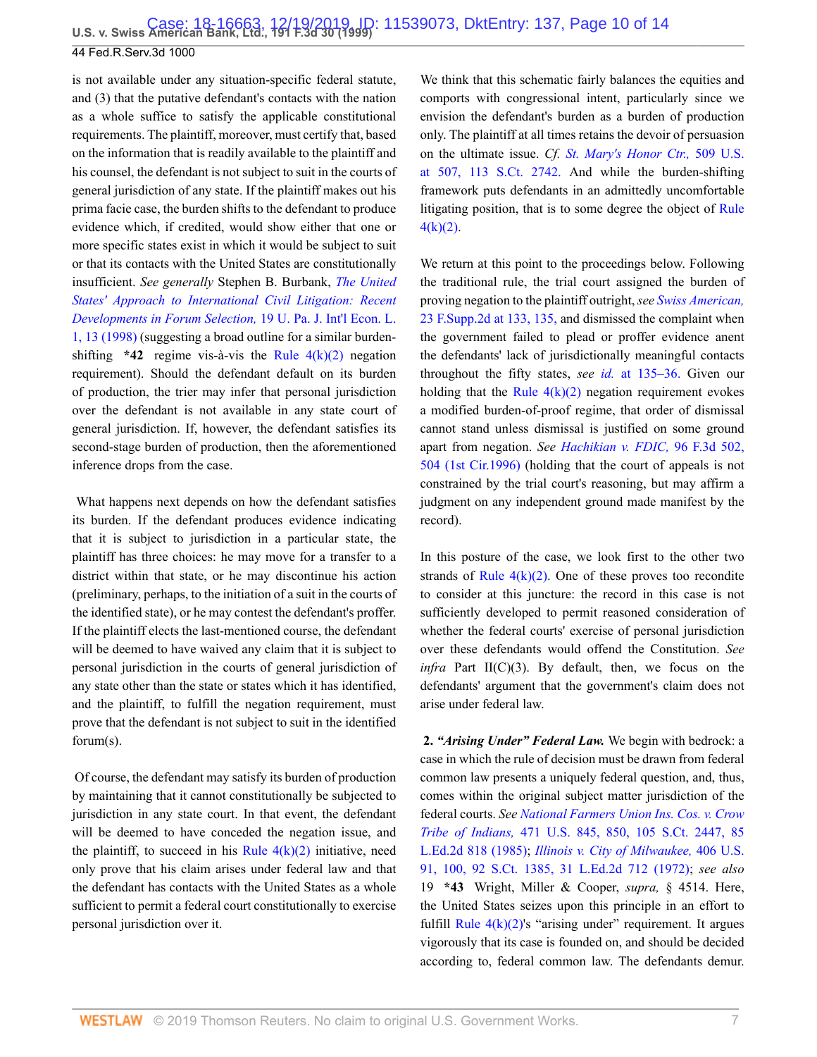is not available under any situation-specific federal statute, and (3) that the putative defendant's contacts with the nation as a whole suffice to satisfy the applicable constitutional requirements. The plaintiff, moreover, must certify that, based on the information that is readily available to the plaintiff and his counsel, the defendant is not subject to suit in the courts of general jurisdiction of any state. If the plaintiff makes out his prima facie case, the burden shifts to the defendant to produce evidence which, if credited, would show either that one or more specific states exist in which it would be subject to suit or that its contacts with the United States are constitutionally insufficient. *See generally* Stephen B. Burbank, *The United States' Approach to International Civil Litigation: Recent Developments in Forum Selection,* 19 U. Pa. J. Int'l Econ. L. 1, 13 (1998) (suggesting a broad outline for a similar burden-shifting **\*42** regime vis-à-vis the Rule 4(k)(2) negation requirement). Should the defendant default on its burden of production, the trier may infer that personal jurisdiction over the defendant is not available in any state court of general jurisdiction. If, however, the defendant satisfies its second-stage burden of production, then the aforementioned inference drops from the case.

What happens next depends on how the defendant satisfies its burden. If the defendant produces evidence indicating that it is subject to jurisdiction in a particular state, the plaintiff has three choices: he may move for a transfer to a district within that state, or he may discontinue his action (preliminary, perhaps, to the initiation of a suit in the courts of the identified state), or he may contest the defendant's proffer. If the plaintiff elects the last-mentioned course, the defendant will be deemed to have waived any claim that it is subject to personal jurisdiction in the courts of general jurisdiction of any state other than the state or states which it has identified, and the plaintiff, to fulfill the negation requirement, must prove that the defendant is not subject to suit in the identified forum(s).

Of course, the defendant may satisfy its burden of production by maintaining that it cannot constitutionally be subjected to jurisdiction in any state court. In that event, the defendant will be deemed to have conceded the negation issue, and the plaintiff, to succeed in his Rule 4(k)(2) initiative, need only prove that his claim arises under federal law and that the defendant has contacts with the United States as a whole sufficient to permit a federal court constitutionally to exercise personal jurisdiction over it.

We think that this schematic fairly balances the equities and comports with congressional intent, particularly since we envision the defendant's burden as a burden of production only. The plaintiff at all times retains the devoir of persuasion on the ultimate issue. *Cf. St. Mary's Honor Ctr.,* 509 U.S. at 507, 113 S.Ct. 2742. And while the burden-shifting framework puts defendants in an admittedly uncomfortable litigating position, that is to some degree the object of Rule 4(k)(2).

We return at this point to the proceedings below. Following the traditional rule, the trial court assigned the burden of proving negation to the plaintiff outright, *see Swiss American,* 23 F.Supp.2d at 133, 135, and dismissed the complaint when the government failed to plead or proffer evidence anent the defendants' lack of jurisdictionally meaningful contacts throughout the fifty states, *see id.* at 135–36. Given our holding that the Rule 4(k)(2) negation requirement evokes a modified burden-of-proof regime, that order of dismissal cannot stand unless dismissal is justified on some ground apart from negation. *See Hachikian v. FDIC,* 96 F.3d 502, 504 (1st Cir.1996) (holding that the court of appeals is not constrained by the trial court's reasoning, but may affirm a judgment on any independent ground made manifest by the record).

In this posture of the case, we look first to the other two strands of Rule 4(k)(2). One of these proves too recondite to consider at this juncture: the record in this case is not sufficiently developed to permit reasoned consideration of whether the federal courts' exercise of personal jurisdiction over these defendants would offend the Constitution. *See infra* Part II(C)(3). By default, then, we focus on the defendants' argument that the government's claim does not arise under federal law.

**2. *"Arising Under" Federal Law.*** We begin with bedrock: a case in which the rule of decision must be drawn from federal common law presents a uniquely federal question, and, thus, comes within the original subject matter jurisdiction of the federal courts. *See National Farmers Union Ins. Cos. v. Crow Tribe of Indians,* 471 U.S. 845, 850, 105 S.Ct. 2447, 85 L.Ed.2d 818 (1985); *Illinois v. City of Milwaukee,* 406 U.S. 91, 100, 92 S.Ct. 1385, 31 L.Ed.2d 712 (1972); *see also* 19 **\*43** Wright, Miller & Cooper, *supra,* § 4514. Here, the United States seizes upon this principle in an effort to fulfill Rule 4(k)(2)'s "arising under" requirement. It argues vigorously that its case is founded on, and should be decided according to, federal common law. The defendants demur.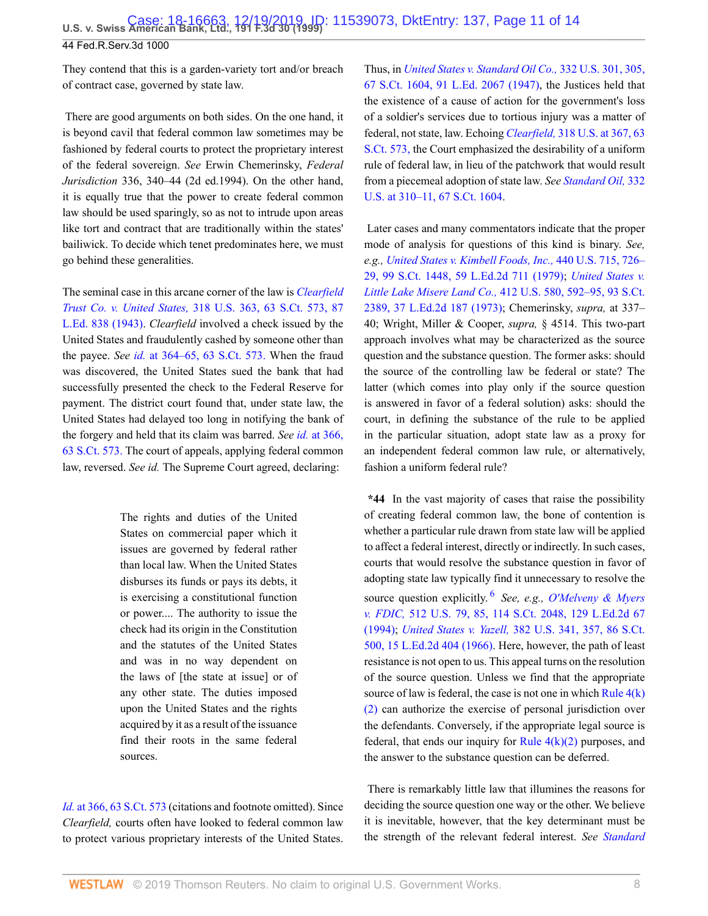They contend that this is a garden-variety tort and/or breach of contract case, governed by state law.

There are good arguments on both sides. On the one hand, it is beyond cavil that federal common law sometimes may be fashioned by federal courts to protect the proprietary interest of the federal sovereign. *See* Erwin Chemerinsky, *Federal Jurisdiction* 336, 340–44 (2d ed.1994). On the other hand, it is equally true that the power to create federal common law should be used sparingly, so as not to intrude upon areas like tort and contract that are traditionally within the states' bailiwick. To decide which tenet predominates here, we must go behind these generalities.

The seminal case in this arcane corner of the law is *Clearfield Trust Co. v. United States,* 318 U.S. 363, 63 S.Ct. 573, 87 L.Ed. 838 (1943). *Clearfield* involved a check issued by the United States and fraudulently cashed by someone other than the payee. *See id.* at 364–65, 63 S.Ct. 573. When the fraud was discovered, the United States sued the bank that had successfully presented the check to the Federal Reserve for payment. The district court found that, under state law, the United States had delayed too long in notifying the bank of the forgery and held that its claim was barred. *See id.* at 366, 63 S.Ct. 573. The court of appeals, applying federal common law, reversed. *See id.* The Supreme Court agreed, declaring:

> The rights and duties of the United States on commercial paper which it issues are governed by federal rather than local law. When the United States disburses its funds or pays its debts, it is exercising a constitutional function or power.... The authority to issue the check had its origin in the Constitution and the statutes of the United States and was in no way dependent on the laws of [the state at issue] or of any other state. The duties imposed upon the United States and the rights acquired by it as a result of the issuance find their roots in the same federal sources.

*Id.* at 366, 63 S.Ct. 573 (citations and footnote omitted). Since *Clearfield,* courts often have looked to federal common law to protect various proprietary interests of the United States. Thus, in *United States v. Standard Oil Co.,* 332 U.S. 301, 305, 67 S.Ct. 1604, 91 L.Ed. 2067 (1947), the Justices held that the existence of a cause of action for the government's loss of a soldier's services due to tortious injury was a matter of federal, not state, law. Echoing *Clearfield,* 318 U.S. at 367, 63 S.Ct. 573, the Court emphasized the desirability of a uniform rule of federal law, in lieu of the patchwork that would result from a piecemeal adoption of state law. *See Standard Oil,* 332 U.S. at 310–11, 67 S.Ct. 1604.

Later cases and many commentators indicate that the proper mode of analysis for questions of this kind is binary. *See, e.g., United States v. Kimbell Foods, Inc.,* 440 U.S. 715, 726–29, 99 S.Ct. 1448, 59 L.Ed.2d 711 (1979); *United States v. Little Lake Misere Land Co.,* 412 U.S. 580, 592–95, 93 S.Ct. 2389, 37 L.Ed.2d 187 (1973); Chemerinsky, *supra,* at 337–40; Wright, Miller & Cooper, *supra,* § 4514. This two-part approach involves what may be characterized as the source question and the substance question. The former asks: should the source of the controlling law be federal or state? The latter (which comes into play only if the source question is answered in favor of a federal solution) asks: should the court, in defining the substance of the rule to be applied in the particular situation, adopt state law as a proxy for an independent federal common law rule, or alternatively, fashion a uniform federal rule?

**\*44** In the vast majority of cases that raise the possibility of creating federal common law, the bone of contention is whether a particular rule drawn from state law will be applied to affect a federal interest, directly or indirectly. In such cases, courts that would resolve the substance question in favor of adopting state law typically find it unnecessary to resolve the source question explicitly.[6] *See, e.g., O'Melveny & Myers v. FDIC,* 512 U.S. 79, 85, 114 S.Ct. 2048, 129 L.Ed.2d 67 (1994); *United States v. Yazell,* 382 U.S. 341, 357, 86 S.Ct. 500, 15 L.Ed.2d 404 (1966). Here, however, the path of least resistance is not open to us. This appeal turns on the resolution of the source question. Unless we find that the appropriate source of law is federal, the case is not one in which Rule 4(k)(2) can authorize the exercise of personal jurisdiction over the defendants. Conversely, if the appropriate legal source is federal, that ends our inquiry for Rule 4(k)(2) purposes, and the answer to the substance question can be deferred.

There is remarkably little law that illumines the reasons for deciding the source question one way or the other. We believe it is inevitable, however, that the key determinant must be the strength of the relevant federal interest. *See Standard*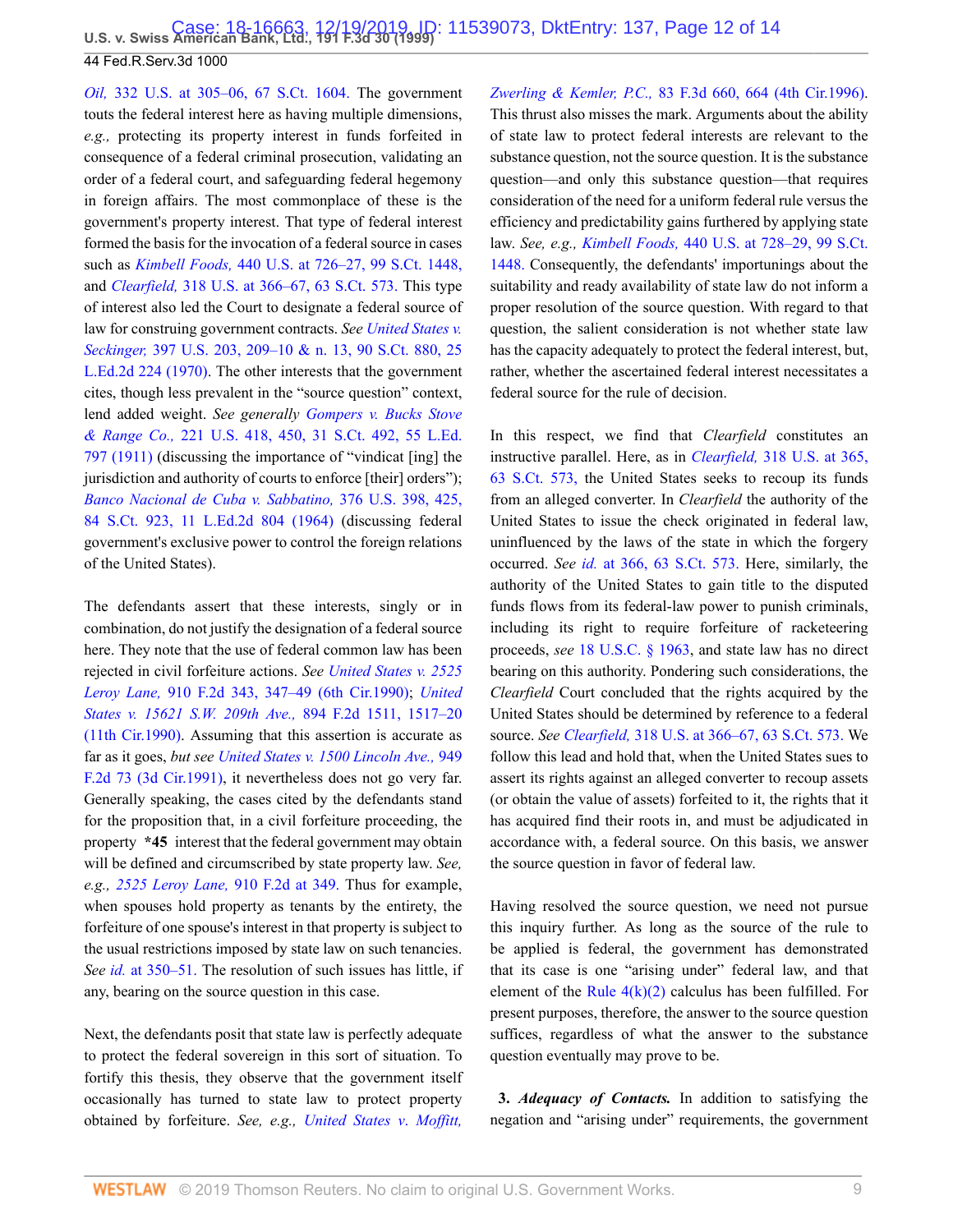*Oil,* 332 U.S. at 305–06, 67 S.Ct. 1604. The government touts the federal interest here as having multiple dimensions, *e.g.,* protecting its property interest in funds forfeited in consequence of a federal criminal prosecution, validating an order of a federal court, and safeguarding federal hegemony in foreign affairs. The most commonplace of these is the government's property interest. That type of federal interest formed the basis for the invocation of a federal source in cases such as *Kimbell Foods,* 440 U.S. at 726–27, 99 S.Ct. 1448, and *Clearfield,* 318 U.S. at 366–67, 63 S.Ct. 573. This type of interest also led the Court to designate a federal source of law for construing government contracts. *See United States v. Seckinger,* 397 U.S. 203, 209–10 & n. 13, 90 S.Ct. 880, 25 L.Ed.2d 224 (1970). The other interests that the government cites, though less prevalent in the "source question" context, lend added weight. *See generally Gompers v. Bucks Stove & Range Co.,* 221 U.S. 418, 450, 31 S.Ct. 492, 55 L.Ed. 797 (1911) (discussing the importance of "vindicat [ing] the jurisdiction and authority of courts to enforce [their] orders"); *Banco Nacional de Cuba v. Sabbatino,* 376 U.S. 398, 425, 84 S.Ct. 923, 11 L.Ed.2d 804 (1964) (discussing federal government's exclusive power to control the foreign relations of the United States).

The defendants assert that these interests, singly or in combination, do not justify the designation of a federal source here. They note that the use of federal common law has been rejected in civil forfeiture actions. *See United States v. 2525 Leroy Lane,* 910 F.2d 343, 347–49 (6th Cir.1990); *United States v. 15621 S.W. 209th Ave.,* 894 F.2d 1511, 1517–20 (11th Cir.1990). Assuming that this assertion is accurate as far as it goes, *but see United States v. 1500 Lincoln Ave.,* 949 F.2d 73 (3d Cir.1991), it nevertheless does not go very far. Generally speaking, the cases cited by the defendants stand for the proposition that, in a civil forfeiture proceeding, the property **\*45** interest that the federal government may obtain will be defined and circumscribed by state property law. *See, e.g., 2525 Leroy Lane,* 910 F.2d at 349. Thus for example, when spouses hold property as tenants by the entirety, the forfeiture of one spouse's interest in that property is subject to the usual restrictions imposed by state law on such tenancies. *See id.* at 350–51. The resolution of such issues has little, if any, bearing on the source question in this case.

Next, the defendants posit that state law is perfectly adequate to protect the federal sovereign in this sort of situation. To fortify this thesis, they observe that the government itself occasionally has turned to state law to protect property obtained by forfeiture. *See, e.g., United States v. Moffitt, Zwerling & Kemler, P.C.,* 83 F.3d 660, 664 (4th Cir.1996). This thrust also misses the mark. Arguments about the ability of state law to protect federal interests are relevant to the substance question, not the source question. It is the substance question—and only this substance question—that requires consideration of the need for a uniform federal rule versus the efficiency and predictability gains furthered by applying state law. *See, e.g., Kimbell Foods,* 440 U.S. at 728–29, 99 S.Ct. 1448. Consequently, the defendants' importunings about the suitability and ready availability of state law do not inform a proper resolution of the source question. With regard to that question, the salient consideration is not whether state law has the capacity adequately to protect the federal interest, but, rather, whether the ascertained federal interest necessitates a federal source for the rule of decision.

In this respect, we find that *Clearfield* constitutes an instructive parallel. Here, as in *Clearfield,* 318 U.S. at 365, 63 S.Ct. 573, the United States seeks to recoup its funds from an alleged converter. In *Clearfield* the authority of the United States to issue the check originated in federal law, uninfluenced by the laws of the state in which the forgery occurred. *See id.* at 366, 63 S.Ct. 573. Here, similarly, the authority of the United States to gain title to the disputed funds flows from its federal-law power to punish criminals, including its right to require forfeiture of racketeering proceeds, *see* 18 U.S.C. § 1963, and state law has no direct bearing on this authority. Pondering such considerations, the *Clearfield* Court concluded that the rights acquired by the United States should be determined by reference to a federal source. *See Clearfield,* 318 U.S. at 366–67, 63 S.Ct. 573. We follow this lead and hold that, when the United States sues to assert its rights against an alleged converter to recoup assets (or obtain the value of assets) forfeited to it, the rights that it has acquired find their roots in, and must be adjudicated in accordance with, a federal source. On this basis, we answer the source question in favor of federal law.

Having resolved the source question, we need not pursue this inquiry further. As long as the source of the rule to be applied is federal, the government has demonstrated that its case is one "arising under" federal law, and that element of the Rule 4(k)(2) calculus has been fulfilled. For present purposes, therefore, the answer to the source question suffices, regardless of what the answer to the substance question eventually may prove to be.

**3. *Adequacy of Contacts.*** In addition to satisfying the negation and "arising under" requirements, the government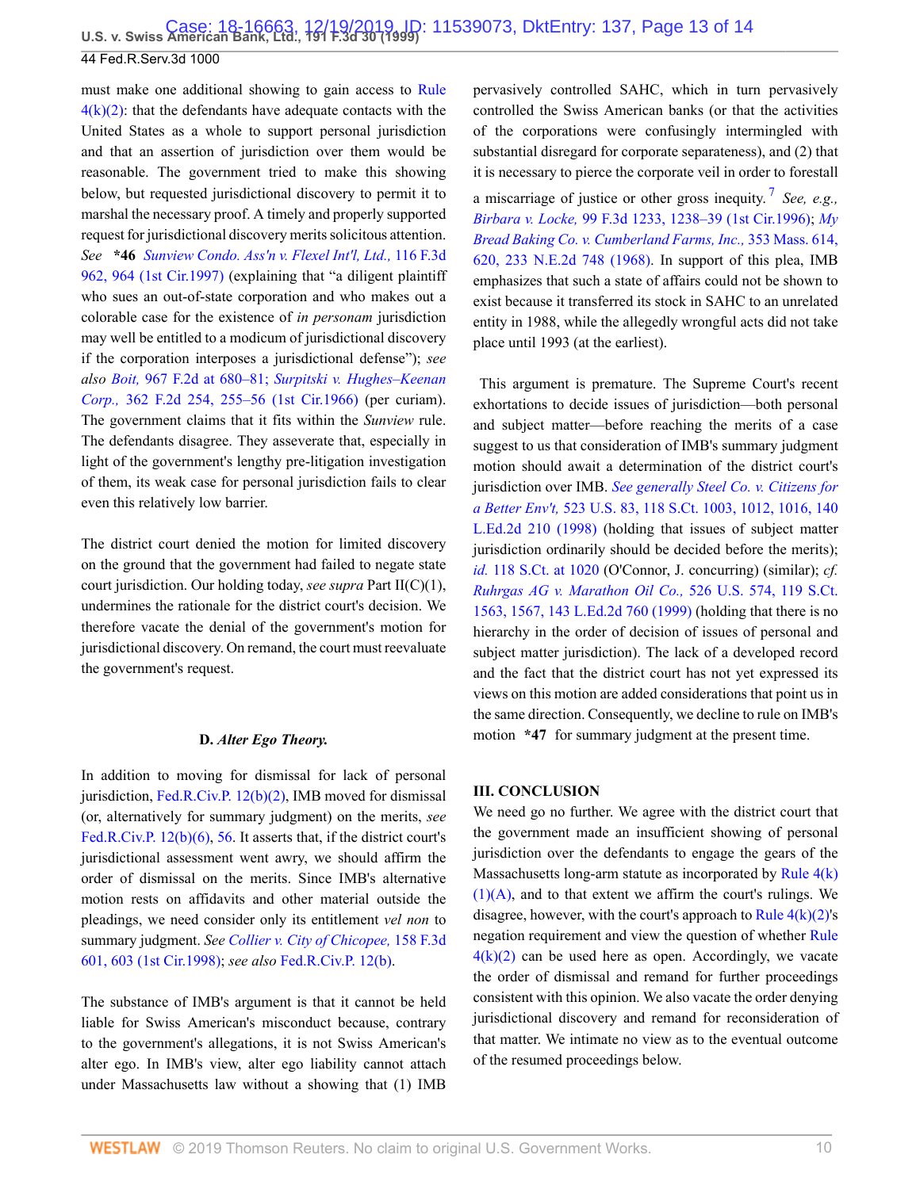must make one additional showing to gain access to Rule 4(k)(2): that the defendants have adequate contacts with the United States as a whole to support personal jurisdiction and that an assertion of jurisdiction over them would be reasonable. The government tried to make this showing below, but requested jurisdictional discovery to permit it to marshal the necessary proof. A timely and properly supported request for jurisdictional discovery merits solicitous attention. *See* **\*46** *Sunview Condo. Ass'n v. Flexel Int'l, Ltd.,* 116 F.3d 962, 964 (1st Cir.1997) (explaining that "a diligent plaintiff who sues an out-of-state corporation and who makes out a colorable case for the existence of *in personam* jurisdiction may well be entitled to a modicum of jurisdictional discovery if the corporation interposes a jurisdictional defense"); *see also Boit,* 967 F.2d at 680–81; *Surpitski v. Hughes–Keenan Corp.,* 362 F.2d 254, 255–56 (1st Cir.1966) (per curiam). The government claims that it fits within the *Sunview* rule. The defendants disagree. They asseverate that, especially in light of the government's lengthy pre-litigation investigation of them, its weak case for personal jurisdiction fails to clear even this relatively low barrier.

The district court denied the motion for limited discovery on the ground that the government had failed to negate state court jurisdiction. Our holding today, *see supra* Part II(C)(1), undermines the rationale for the district court's decision. We therefore vacate the denial of the government's motion for jurisdictional discovery. On remand, the court must reevaluate the government's request.

### D. *Alter Ego Theory.*

In addition to moving for dismissal for lack of personal jurisdiction, Fed.R.Civ.P. 12(b)(2), IMB moved for dismissal (or, alternatively for summary judgment) on the merits, *see* Fed.R.Civ.P. 12(b)(6), 56. It asserts that, if the district court's jurisdictional assessment went awry, we should affirm the order of dismissal on the merits. Since IMB's alternative motion rests on affidavits and other material outside the pleadings, we need consider only its entitlement *vel non* to summary judgment. *See Collier v. City of Chicopee,* 158 F.3d 601, 603 (1st Cir.1998); *see also* Fed.R.Civ.P. 12(b).

The substance of IMB's argument is that it cannot be held liable for Swiss American's misconduct because, contrary to the government's allegations, it is not Swiss American's alter ego. In IMB's view, alter ego liability cannot attach under Massachusetts law without a showing that (1) IMB pervasively controlled SAHC, which in turn pervasively controlled the Swiss American banks (or that the activities of the corporations were confusingly intermingled with substantial disregard for corporate separateness), and (2) that it is necessary to pierce the corporate veil in order to forestall a miscarriage of justice or other gross inequity.[7] *See, e.g., Birbara v. Locke,* 99 F.3d 1233, 1238–39 (1st Cir.1996); *My Bread Baking Co. v. Cumberland Farms, Inc.,* 353 Mass. 614, 620, 233 N.E.2d 748 (1968). In support of this plea, IMB emphasizes that such a state of affairs could not be shown to exist because it transferred its stock in SAHC to an unrelated entity in 1988, while the allegedly wrongful acts did not take place until 1993 (at the earliest).

This argument is premature. The Supreme Court's recent exhortations to decide issues of jurisdiction—both personal and subject matter—before reaching the merits of a case suggest to us that consideration of IMB's summary judgment motion should await a determination of the district court's jurisdiction over IMB. *See generally Steel Co. v. Citizens for a Better Env't,* 523 U.S. 83, 118 S.Ct. 1003, 1012, 1016, 140 L.Ed.2d 210 (1998) (holding that issues of subject matter jurisdiction ordinarily should be decided before the merits); *id.* 118 S.Ct. at 1020 (O'Connor, J. concurring) (similar); *cf. Ruhrgas AG v. Marathon Oil Co.,* 526 U.S. 574, 119 S.Ct. 1563, 1567, 143 L.Ed.2d 760 (1999) (holding that there is no hierarchy in the order of decision of issues of personal and subject matter jurisdiction). The lack of a developed record and the fact that the district court has not yet expressed its views on this motion are added considerations that point us in the same direction. Consequently, we decline to rule on IMB's motion **\*47** for summary judgment at the present time.

## III. CONCLUSION

We need go no further. We agree with the district court that the government made an insufficient showing of personal jurisdiction over the defendants to engage the gears of the Massachusetts long-arm statute as incorporated by Rule 4(k)(1)(A), and to that extent we affirm the court's rulings. We disagree, however, with the court's approach to Rule 4(k)(2)'s negation requirement and view the question of whether Rule 4(k)(2) can be used here as open. Accordingly, we vacate the order of dismissal and remand for further proceedings consistent with this opinion. We also vacate the order denying jurisdictional discovery and remand for reconsideration of that matter. We intimate no view as to the eventual outcome of the resumed proceedings below.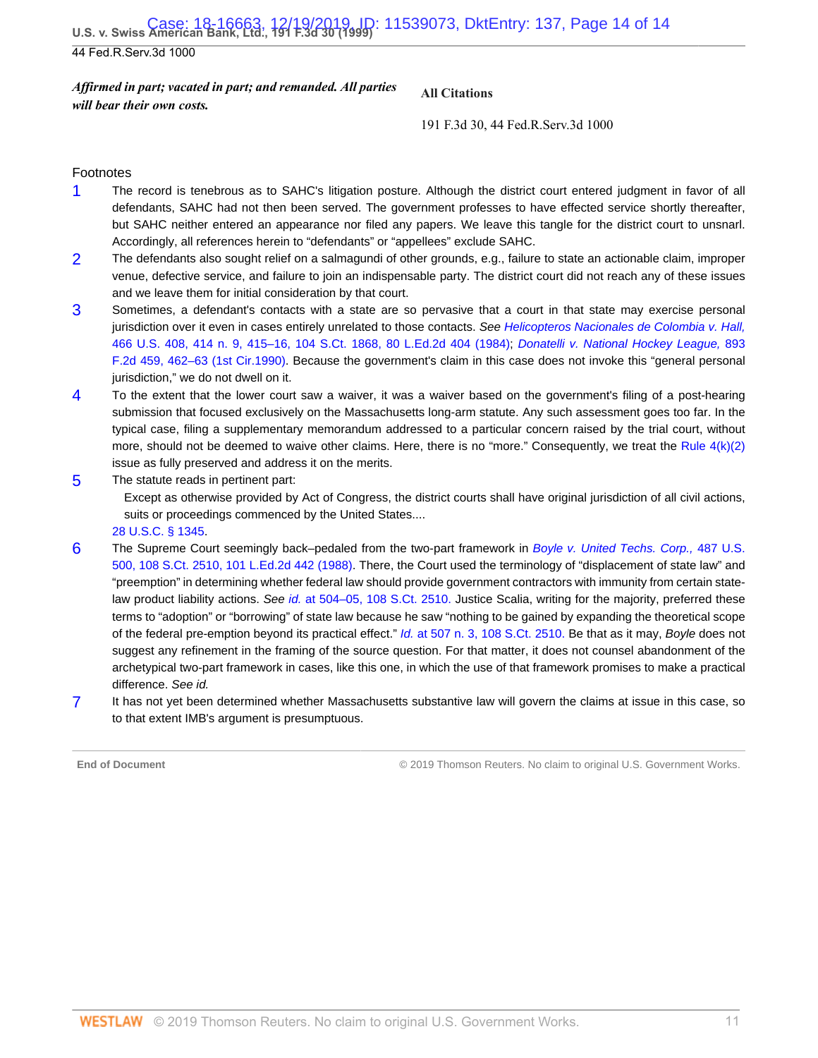*Affirmed in part; vacated in part; and remanded. All parties will bear their own costs.*

**All Citations**

191 F.3d 30, 44 Fed.R.Serv.3d 1000

## Footnotes

1. The record is tenebrous as to SAHC's litigation posture. Although the district court entered judgment in favor of all defendants, SAHC had not then been served. The government professes to have effected service shortly thereafter, but SAHC neither entered an appearance nor filed any papers. We leave this tangle for the district court to unsnarl. Accordingly, all references herein to "defendants" or "appellees" exclude SAHC.

2. The defendants also sought relief on a salmagundi of other grounds, e.g., failure to state an actionable claim, improper venue, defective service, and failure to join an indispensable party. The district court did not reach any of these issues and we leave them for initial consideration by that court.

3. Sometimes, a defendant's contacts with a state are so pervasive that a court in that state may exercise personal jurisdiction over it even in cases entirely unrelated to those contacts. *See Helicopteros Nacionales de Colombia v. Hall,* 466 U.S. 408, 414 n. 9, 415–16, 104 S.Ct. 1868, 80 L.Ed.2d 404 (1984); *Donatelli v. National Hockey League,* 893 F.2d 459, 462–63 (1st Cir.1990). Because the government's claim in this case does not invoke this "general personal jurisdiction," we do not dwell on it.

4. To the extent that the lower court saw a waiver, it was a waiver based on the government's filing of a post-hearing submission that focused exclusively on the Massachusetts long-arm statute. Any such assessment goes too far. In the typical case, filing a supplementary memorandum addressed to a particular concern raised by the trial court, without more, should not be deemed to waive other claims. Here, there is no "more." Consequently, we treat the Rule 4(k)(2) issue as fully preserved and address it on the merits.

5. The statute reads in pertinent part:

   > Except as otherwise provided by Act of Congress, the district courts shall have original jurisdiction of all civil actions, suits or proceedings commenced by the United States....

   28 U.S.C. § 1345.

6. The Supreme Court seemingly back–pedaled from the two-part framework in *Boyle v. United Techs. Corp.,* 487 U.S. 500, 108 S.Ct. 2510, 101 L.Ed.2d 442 (1988). There, the Court used the terminology of "displacement of state law" and "preemption" in determining whether federal law should provide government contractors with immunity from certain state-law product liability actions. *See id.* at 504–05, 108 S.Ct. 2510. Justice Scalia, writing for the majority, preferred these terms to "adoption" or "borrowing" of state law because he saw "nothing to be gained by expanding the theoretical scope of the federal pre-emption beyond its practical effect." *Id.* at 507 n. 3, 108 S.Ct. 2510. Be that as it may, *Boyle* does not suggest any refinement in the framing of the source question. For that matter, it does not counsel abandonment of the archetypical two-part framework in cases, like this one, in which the use of that framework promises to make a practical difference. *See id.*

7. It has not yet been determined whether Massachusetts substantive law will govern the claims at issue in this case, so to that extent IMB's argument is presumptuous.

**End of Document** © 2019 Thomson Reuters. No claim to original U.S. Government Works.